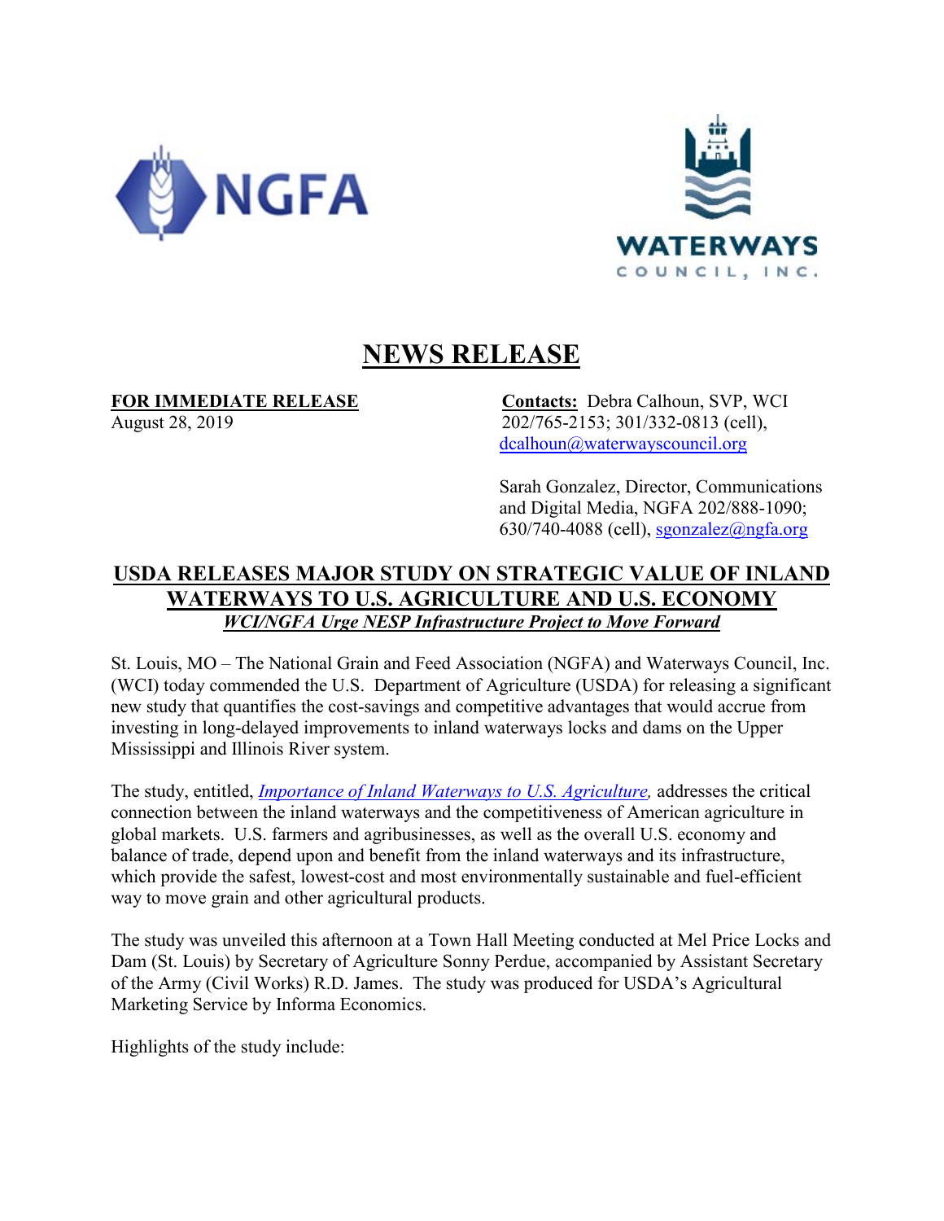NGFA

WATERWAYS COUNCIL, INC.

# NEWS RELEASE

**FOR IMMEDIATE RELEASE**
August 28, 2019

**Contacts:** Debra Calhoun, SVP, WCI
202/765-2153; 301/332-0813 (cell),
dcalhoun@waterwayscouncil.org

Sarah Gonzalez, Director, Communications and Digital Media, NGFA 202/888-1090; 630/740-4088 (cell), sgonzalez@ngfa.org

## USDA RELEASES MAJOR STUDY ON STRATEGIC VALUE OF INLAND WATERWAYS TO U.S. AGRICULTURE AND U.S. ECONOMY

***WCI/NGFA Urge NESP Infrastructure Project to Move Forward***

St. Louis, MO – The National Grain and Feed Association (NGFA) and Waterways Council, Inc. (WCI) today commended the U.S. Department of Agriculture (USDA) for releasing a significant new study that quantifies the cost-savings and competitive advantages that would accrue from investing in long-delayed improvements to inland waterways locks and dams on the Upper Mississippi and Illinois River system.

The study, entitled, *Importance of Inland Waterways to U.S. Agriculture,* addresses the critical connection between the inland waterways and the competitiveness of American agriculture in global markets. U.S. farmers and agribusinesses, as well as the overall U.S. economy and balance of trade, depend upon and benefit from the inland waterways and its infrastructure, which provide the safest, lowest-cost and most environmentally sustainable and fuel-efficient way to move grain and other agricultural products.

The study was unveiled this afternoon at a Town Hall Meeting conducted at Mel Price Locks and Dam (St. Louis) by Secretary of Agriculture Sonny Perdue, accompanied by Assistant Secretary of the Army (Civil Works) R.D. James. The study was produced for USDA's Agricultural Marketing Service by Informa Economics.

Highlights of the study include: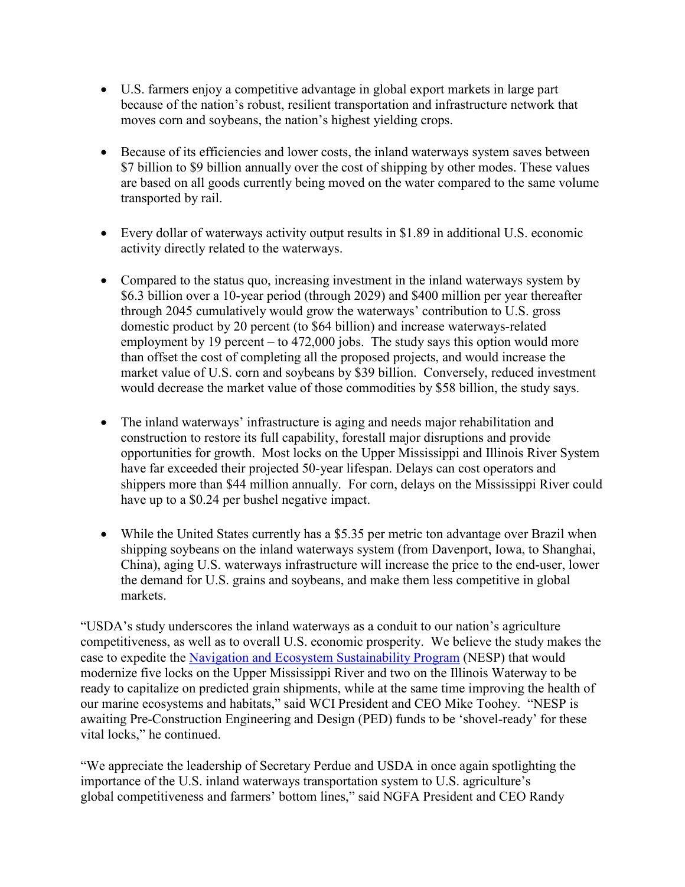- U.S. farmers enjoy a competitive advantage in global export markets in large part because of the nation's robust, resilient transportation and infrastructure network that moves corn and soybeans, the nation's highest yielding crops.

- Because of its efficiencies and lower costs, the inland waterways system saves between $7 billion to $9 billion annually over the cost of shipping by other modes. These values are based on all goods currently being moved on the water compared to the same volume transported by rail.

- Every dollar of waterways activity output results in $1.89 in additional U.S. economic activity directly related to the waterways.

- Compared to the status quo, increasing investment in the inland waterways system by $6.3 billion over a 10-year period (through 2029) and $400 million per year thereafter through 2045 cumulatively would grow the waterways' contribution to U.S. gross domestic product by 20 percent (to $64 billion) and increase waterways-related employment by 19 percent – to 472,000 jobs. The study says this option would more than offset the cost of completing all the proposed projects, and would increase the market value of U.S. corn and soybeans by $39 billion. Conversely, reduced investment would decrease the market value of those commodities by $58 billion, the study says.

- The inland waterways' infrastructure is aging and needs major rehabilitation and construction to restore its full capability, forestall major disruptions and provide opportunities for growth. Most locks on the Upper Mississippi and Illinois River System have far exceeded their projected 50-year lifespan. Delays can cost operators and shippers more than $44 million annually. For corn, delays on the Mississippi River could have up to a $0.24 per bushel negative impact.

- While the United States currently has a $5.35 per metric ton advantage over Brazil when shipping soybeans on the inland waterways system (from Davenport, Iowa, to Shanghai, China), aging U.S. waterways infrastructure will increase the price to the end-user, lower the demand for U.S. grains and soybeans, and make them less competitive in global markets.

"USDA's study underscores the inland waterways as a conduit to our nation's agriculture competitiveness, as well as to overall U.S. economic prosperity. We believe the study makes the case to expedite the [Navigation and Ecosystem Sustainability Program](#) (NESP) that would modernize five locks on the Upper Mississippi River and two on the Illinois Waterway to be ready to capitalize on predicted grain shipments, while at the same time improving the health of our marine ecosystems and habitats," said WCI President and CEO Mike Toohey. "NESP is awaiting Pre-Construction Engineering and Design (PED) funds to be 'shovel-ready' for these vital locks," he continued.

"We appreciate the leadership of Secretary Perdue and USDA in once again spotlighting the importance of the U.S. inland waterways transportation system to U.S. agriculture's global competitiveness and farmers' bottom lines," said NGFA President and CEO Randy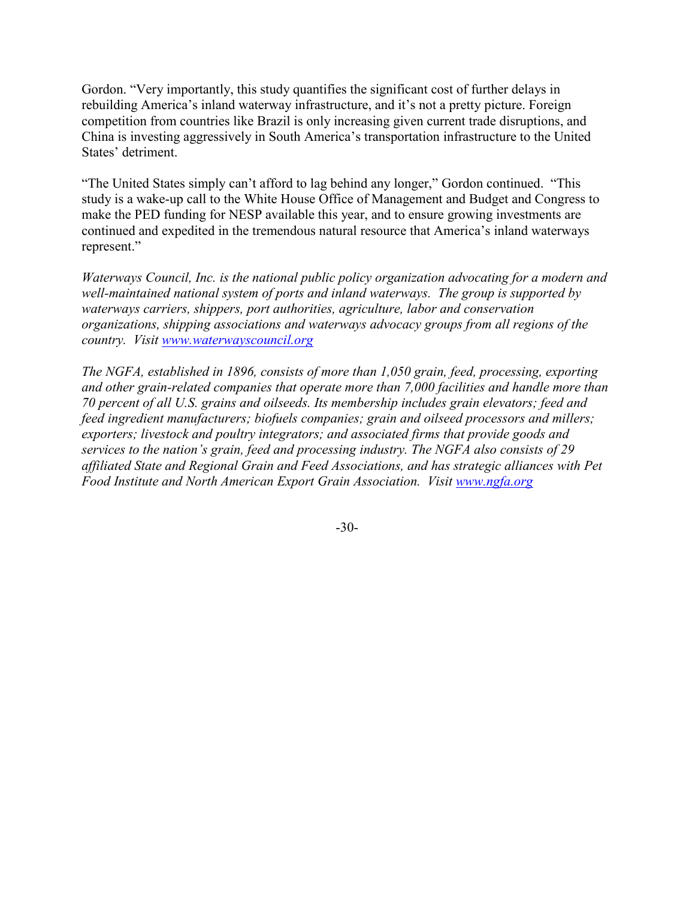Gordon. "Very importantly, this study quantifies the significant cost of further delays in rebuilding America's inland waterway infrastructure, and it's not a pretty picture. Foreign competition from countries like Brazil is only increasing given current trade disruptions, and China is investing aggressively in South America's transportation infrastructure to the United States' detriment.

"The United States simply can't afford to lag behind any longer," Gordon continued. "This study is a wake-up call to the White House Office of Management and Budget and Congress to make the PED funding for NESP available this year, and to ensure growing investments are continued and expedited in the tremendous natural resource that America's inland waterways represent."

*Waterways Council, Inc. is the national public policy organization advocating for a modern and well-maintained national system of ports and inland waterways. The group is supported by waterways carriers, shippers, port authorities, agriculture, labor and conservation organizations, shipping associations and waterways advocacy groups from all regions of the country. Visit [www.waterwayscouncil.org](www.waterwayscouncil.org)*

*The NGFA, established in 1896, consists of more than 1,050 grain, feed, processing, exporting and other grain-related companies that operate more than 7,000 facilities and handle more than 70 percent of all U.S. grains and oilseeds. Its membership includes grain elevators; feed and feed ingredient manufacturers; biofuels companies; grain and oilseed processors and millers; exporters; livestock and poultry integrators; and associated firms that provide goods and services to the nation's grain, feed and processing industry. The NGFA also consists of 29 affiliated State and Regional Grain and Feed Associations, and has strategic alliances with Pet Food Institute and North American Export Grain Association. Visit [www.ngfa.org](www.ngfa.org)*

-30-